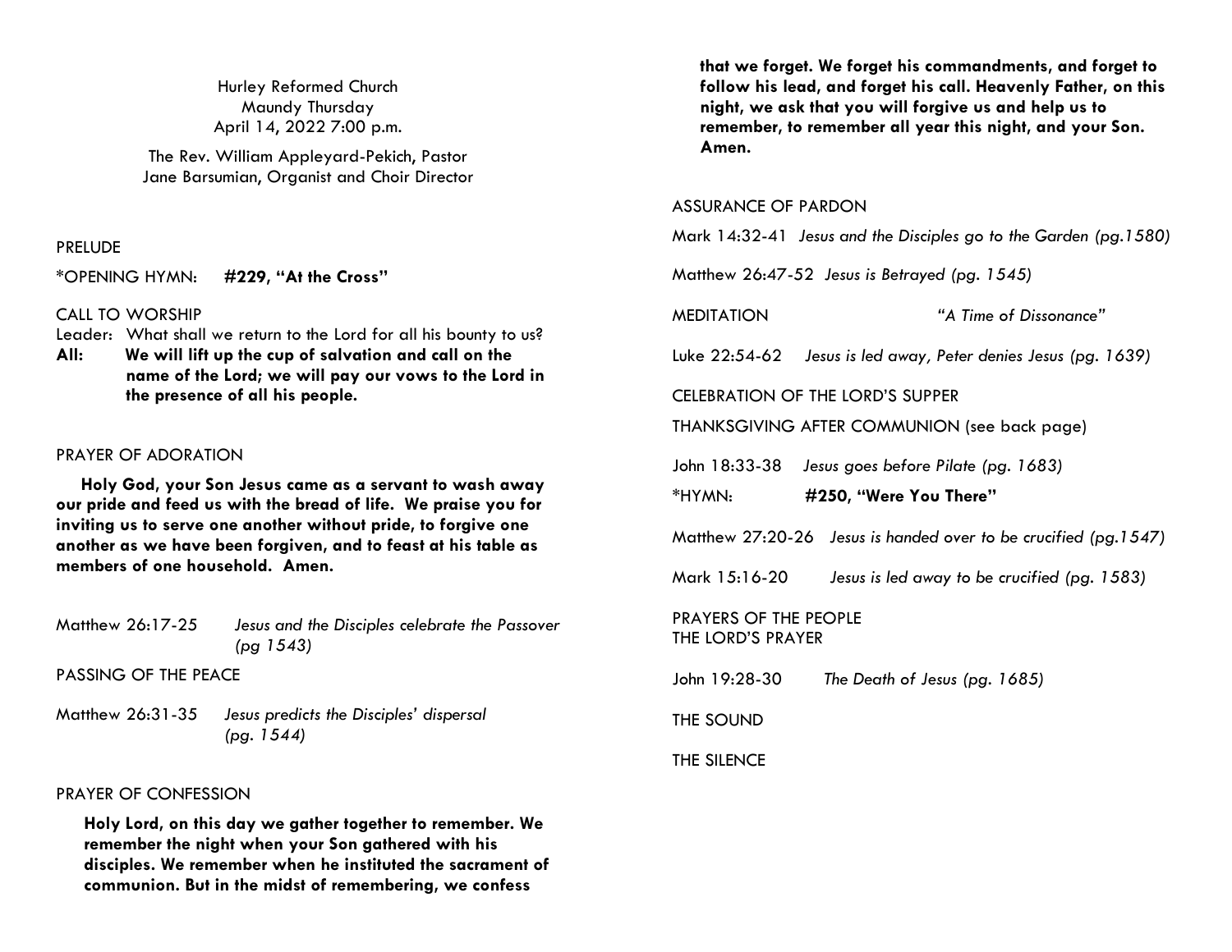Hurley Reformed Church
Maundy Thursday
April 14, 2022 7:00 p.m.

The Rev. William Appleyard-Pekich, Pastor
Jane Barsumian, Organist and Choir Director

PRELUDE

*OPENING HYMN: **#229, "At the Cross"**

CALL TO WORSHIP

Leader: What shall we return to the Lord for all his bounty to us?

**All: We will lift up the cup of salvation and call on the name of the Lord; we will pay our vows to the Lord in the presence of all his people.**

PRAYER OF ADORATION

**Holy God, your Son Jesus came as a servant to wash away our pride and feed us with the bread of life. We praise you for inviting us to serve one another without pride, to forgive one another as we have been forgiven, and to feast at his table as members of one household. Amen.**

Matthew 26:17-25 *Jesus and the Disciples celebrate the Passover (pg 1543)*

PASSING OF THE PEACE

Matthew 26:31-35 *Jesus predicts the Disciples' dispersal (pg. 1544)*

PRAYER OF CONFESSION

**Holy Lord, on this day we gather together to remember. We remember the night when your Son gathered with his disciples. We remember when he instituted the sacrament of communion. But in the midst of remembering, we confess that we forget. We forget his commandments, and forget to follow his lead, and forget his call. Heavenly Father, on this night, we ask that you will forgive us and help us to remember, to remember all year this night, and your Son. Amen.**

ASSURANCE OF PARDON

Mark 14:32-41 *Jesus and the Disciples go to the Garden (pg.1580)*

Matthew 26:47-52 *Jesus is Betrayed (pg. 1545)*

MEDITATION *"A Time of Dissonance"*

Luke 22:54-62 *Jesus is led away, Peter denies Jesus (pg. 1639)*

CELEBRATION OF THE LORD'S SUPPER

THANKSGIVING AFTER COMMUNION (see back page)

John 18:33-38 *Jesus goes before Pilate (pg. 1683)*

*HYMN: **#250, "Were You There"**

Matthew 27:20-26 *Jesus is handed over to be crucified (pg.1547)*

Mark 15:16-20 *Jesus is led away to be crucified (pg. 1583)*

PRAYERS OF THE PEOPLE
THE LORD'S PRAYER

John 19:28-30 *The Death of Jesus (pg. 1685)*

THE SOUND

THE SILENCE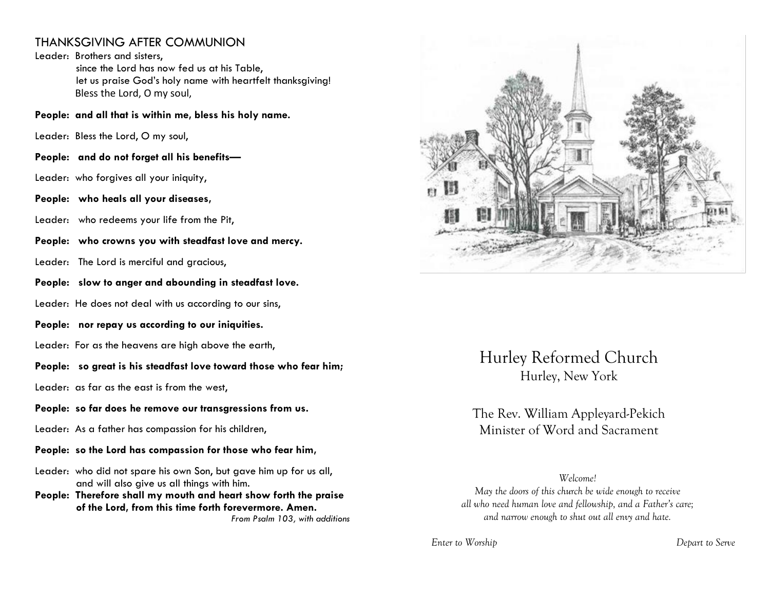## THANKSGIVING AFTER COMMUNION

Leader: Brothers and sisters,
since the Lord has now fed us at his Table,
let us praise God's holy name with heartfelt thanksgiving!
Bless the Lord, O my soul,

**People: and all that is within me, bless his holy name.**

Leader: Bless the Lord, O my soul,

**People: and do not forget all his benefits—**

Leader: who forgives all your iniquity,

**People: who heals all your diseases,**

Leader: who redeems your life from the Pit,

**People: who crowns you with steadfast love and mercy.**

Leader: The Lord is merciful and gracious,

**People: slow to anger and abounding in steadfast love.**

Leader: He does not deal with us according to our sins,

**People: nor repay us according to our iniquities.**

Leader: For as the heavens are high above the earth,

**People: so great is his steadfast love toward those who fear him;**

Leader: as far as the east is from the west,

**People: so far does he remove our transgressions from us.**

Leader: As a father has compassion for his children,

**People: so the Lord has compassion for those who fear him,**

Leader: who did not spare his own Son, but gave him up for us all,
and will also give us all things with him.

**People: Therefore shall my mouth and heart show forth the praise of the Lord, from this time forth forevermore. Amen.**

*From Psalm 103, with additions*

# Hurley Reformed Church

Hurley, New York

The Rev. William Appleyard-Pekich
Minister of Word and Sacrament

*Welcome!*
*May the doors of this church be wide enough to receive all who need human love and fellowship, and a Father's care; and narrow enough to shut out all envy and hate.*

*Enter to Worship* *Depart to Serve*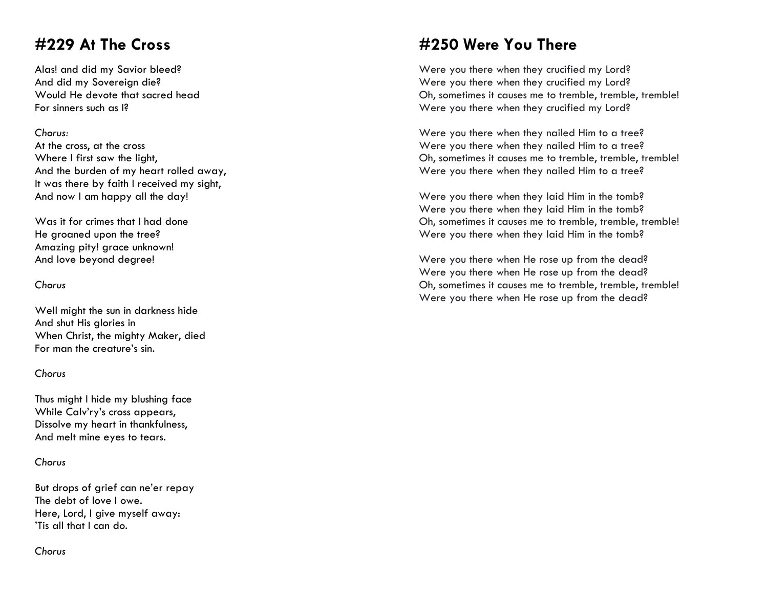## #229 At The Cross

Alas! and did my Savior bleed?
And did my Sovereign die?
Would He devote that sacred head
For sinners such as I?

*Chorus:*
At the cross, at the cross
Where I first saw the light,
And the burden of my heart rolled away,
It was there by faith I received my sight,
And now I am happy all the day!

Was it for crimes that I had done
He groaned upon the tree?
Amazing pity! grace unknown!
And love beyond degree!

*Chorus*

Well might the sun in darkness hide
And shut His glories in
When Christ, the mighty Maker, died
For man the creature's sin.

*Chorus*

Thus might I hide my blushing face
While Calv'ry's cross appears,
Dissolve my heart in thankfulness,
And melt mine eyes to tears.

*Chorus*

But drops of grief can ne'er repay
The debt of love I owe.
Here, Lord, I give myself away:
'Tis all that I can do.

*Chorus*

## #250 Were You There

Were you there when they crucified my Lord?
Were you there when they crucified my Lord?
Oh, sometimes it causes me to tremble, tremble, tremble!
Were you there when they crucified my Lord?

Were you there when they nailed Him to a tree?
Were you there when they nailed Him to a tree?
Oh, sometimes it causes me to tremble, tremble, tremble!
Were you there when they nailed Him to a tree?

Were you there when they laid Him in the tomb?
Were you there when they laid Him in the tomb?
Oh, sometimes it causes me to tremble, tremble, tremble!
Were you there when they laid Him in the tomb?

Were you there when He rose up from the dead?
Were you there when He rose up from the dead?
Oh, sometimes it causes me to tremble, tremble, tremble!
Were you there when He rose up from the dead?